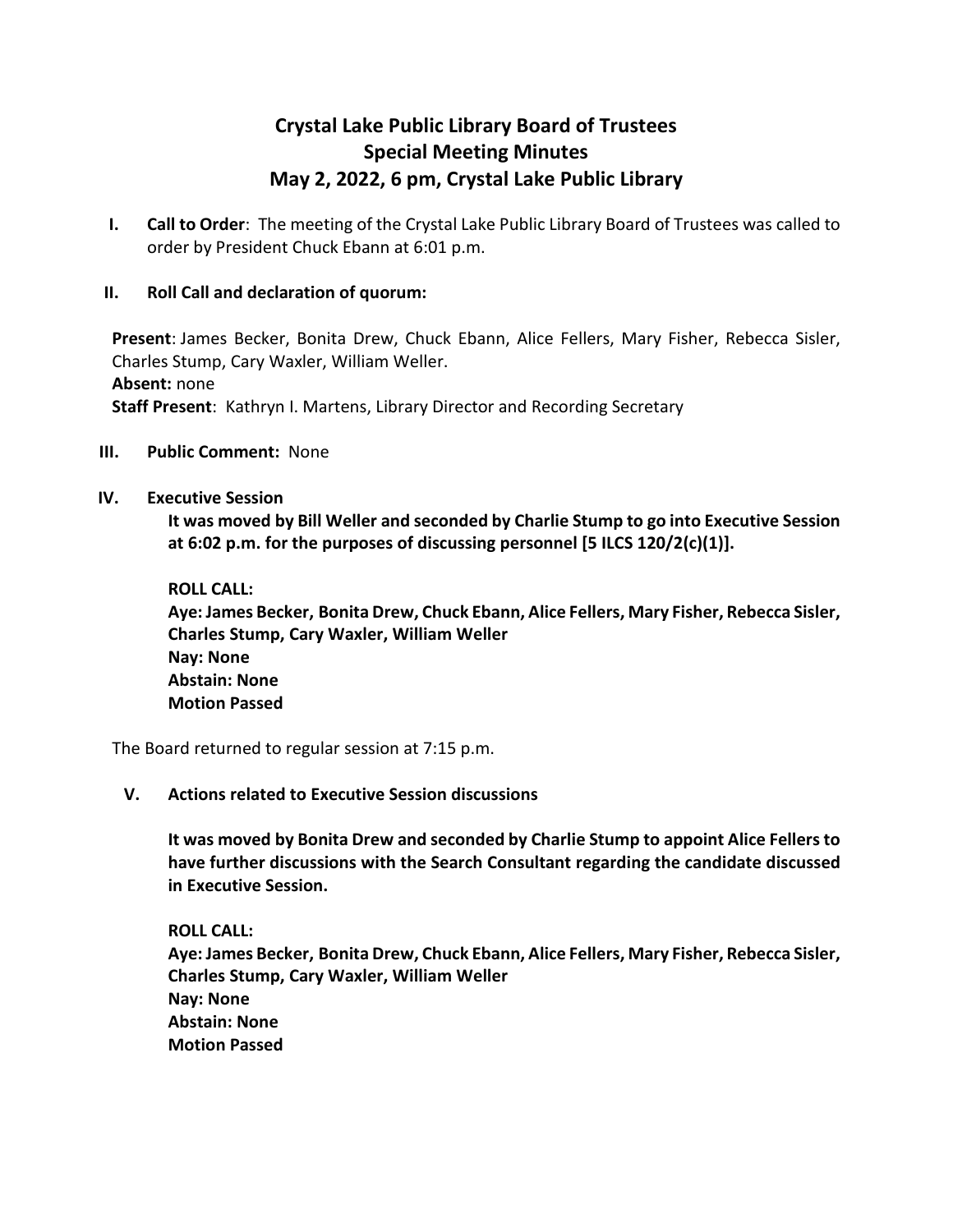# Crystal Lake Public Library Board of Trustees
## Special Meeting Minutes
## May 2, 2022, 6 pm, Crystal Lake Public Library

**I. Call to Order**: The meeting of the Crystal Lake Public Library Board of Trustees was called to order by President Chuck Ebann at 6:01 p.m.

**II. Roll Call and declaration of quorum:**

**Present**: James Becker, Bonita Drew, Chuck Ebann, Alice Fellers, Mary Fisher, Rebecca Sisler, Charles Stump, Cary Waxler, William Weller.
**Absent:** none
**Staff Present**: Kathryn I. Martens, Library Director and Recording Secretary

**III. Public Comment:** None

**IV. Executive Session**

**It was moved by Bill Weller and seconded by Charlie Stump to go into Executive Session at 6:02 p.m. for the purposes of discussing personnel [5 ILCS 120/2(c)(1)].**

**ROLL CALL:**
**Aye: James Becker, Bonita Drew, Chuck Ebann, Alice Fellers, Mary Fisher, Rebecca Sisler, Charles Stump, Cary Waxler, William Weller**
**Nay: None**
**Abstain: None**
**Motion Passed**

The Board returned to regular session at 7:15 p.m.

**V. Actions related to Executive Session discussions**

**It was moved by Bonita Drew and seconded by Charlie Stump to appoint Alice Fellers to have further discussions with the Search Consultant regarding the candidate discussed in Executive Session.**

**ROLL CALL:**
**Aye: James Becker, Bonita Drew, Chuck Ebann, Alice Fellers, Mary Fisher, Rebecca Sisler, Charles Stump, Cary Waxler, William Weller**
**Nay: None**
**Abstain: None**
**Motion Passed**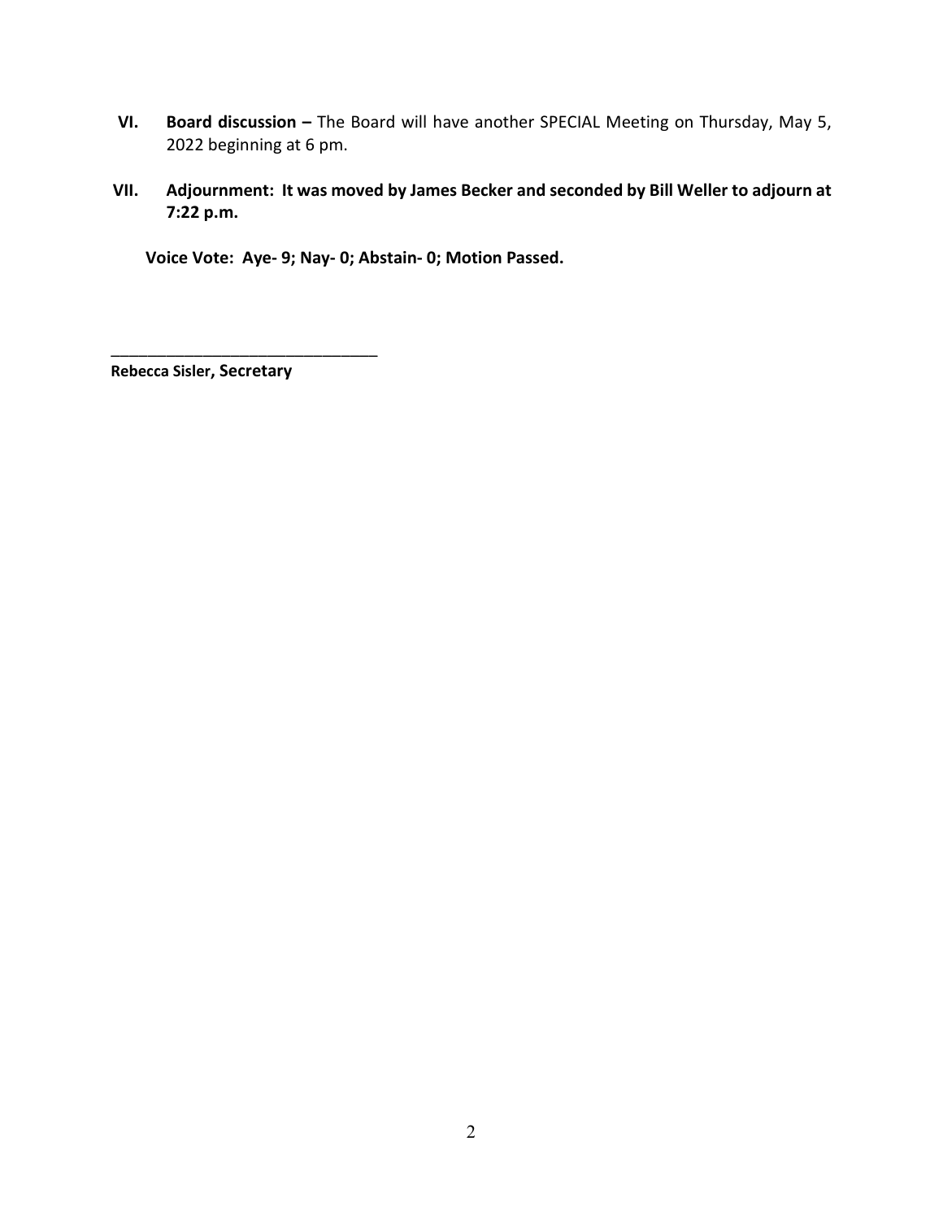**VI. Board discussion –** The Board will have another SPECIAL Meeting on Thursday, May 5, 2022 beginning at 6 pm.

**VII. Adjournment: It was moved by James Becker and seconded by Bill Weller to adjourn at 7:22 p.m.**

**Voice Vote: Aye- 9; Nay- 0; Abstain- 0; Motion Passed.**

_______________________________

**Rebecca Sisler, Secretary**